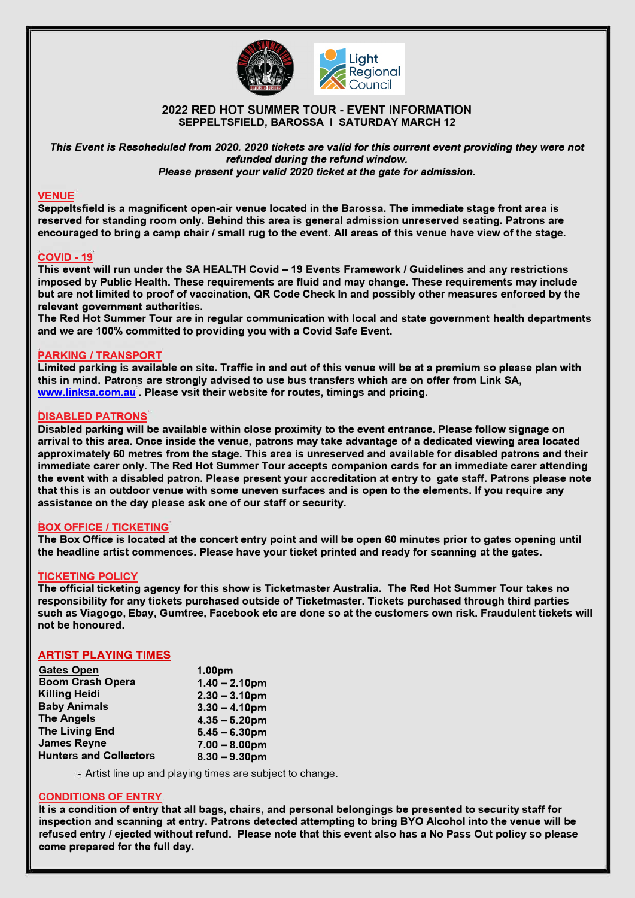# 2022 RED HOT SUMMER TOUR - EVENT INFORMATION

## SEPPELTSFIELD, BAROSSA I SATURDAY MARCH 12

***This Event is Rescheduled from 2020. 2020 tickets are valid for this current event providing they were not refunded during the refund window.***
***Please present your valid 2020 ticket at the gate for admission.***

### VENUE

**Seppeltsfield is a magnificent open-air venue located in the Barossa. The immediate stage front area is reserved for standing room only. Behind this area is general admission unreserved seating. Patrons are encouraged to bring a camp chair / small rug to the event. All areas of this venue have view of the stage.**

### COVID - 19

**This event will run under the SA HEALTH Covid – 19 Events Framework / Guidelines and any restrictions imposed by Public Health. These requirements are fluid and may change. These requirements may include but are not limited to proof of vaccination, QR Code Check In and possibly other measures enforced by the relevant government authorities.**
**The Red Hot Summer Tour are in regular communication with local and state government health departments and we are 100% committed to providing you with a Covid Safe Event.**

### PARKING / TRANSPORT

**Limited parking is available on site. Traffic in and out of this venue will be at a premium so please plan with this in mind. Patrons are strongly advised to use bus transfers which are on offer from Link SA, www.linksa.com.au . Please vsit their website for routes, timings and pricing.**

### DISABLED PATRONS

**Disabled parking will be available within close proximity to the event entrance. Please follow signage on arrival to this area. Once inside the venue, patrons may take advantage of a dedicated viewing area located approximately 60 metres from the stage. This area is unreserved and available for disabled patrons and their immediate carer only. The Red Hot Summer Tour accepts companion cards for an immediate carer attending the event with a disabled patron. Please present your accreditation at entry to gate staff. Patrons please note that this is an outdoor venue with some uneven surfaces and is open to the elements. If you require any assistance on the day please ask one of our staff or security.**

### BOX OFFICE / TICKETING

**The Box Office is located at the concert entry point and will be open 60 minutes prior to gates opening until the headline artist commences. Please have your ticket printed and ready for scanning at the gates.**

### TICKETING POLICY

**The official ticketing agency for this show is Ticketmaster Australia. The Red Hot Summer Tour takes no responsibility for any tickets purchased outside of Ticketmaster. Tickets purchased through third parties such as Viagogo, Ebay, Gumtree, Facebook etc are done so at the customers own risk. Fraudulent tickets will not be honoured.**

### ARTIST PLAYING TIMES

| | |
|---|---|
| **Gates Open** | **1.00pm** |
| **Boom Crash Opera** | **1.40 – 2.10pm** |
| **Killing Heidi** | **2.30 – 3.10pm** |
| **Baby Animals** | **3.30 – 4.10pm** |
| **The Angels** | **4.35 – 5.20pm** |
| **The Living End** | **5.45 – 6.30pm** |
| **James Reyne** | **7.00 – 8.00pm** |
| **Hunters and Collectors** | **8.30 – 9.30pm** |

- Artist line up and playing times are subject to change.

### CONDITIONS OF ENTRY

**It is a condition of entry that all bags, chairs, and personal belongings be presented to security staff for inspection and scanning at entry. Patrons detected attempting to bring BYO Alcohol into the venue will be refused entry / ejected without refund. Please note that this event also has a No Pass Out policy so please come prepared for the full day.**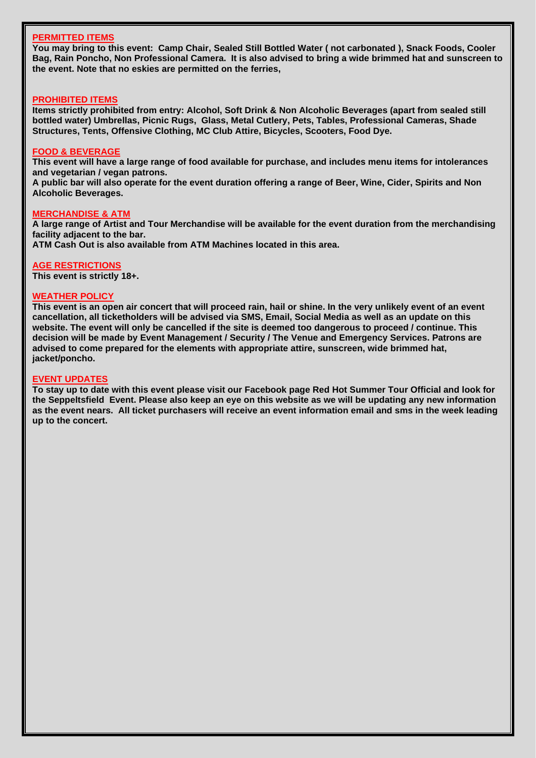## PERMITTED ITEMS

**You may bring to this event: Camp Chair, Sealed Still Bottled Water ( not carbonated ), Snack Foods, Cooler Bag, Rain Poncho, Non Professional Camera. It is also advised to bring a wide brimmed hat and sunscreen to the event. Note that no eskies are permitted on the ferries,**

## PROHIBITED ITEMS

**Items strictly prohibited from entry: Alcohol, Soft Drink & Non Alcoholic Beverages (apart from sealed still bottled water) Umbrellas, Picnic Rugs, Glass, Metal Cutlery, Pets, Tables, Professional Cameras, Shade Structures, Tents, Offensive Clothing, MC Club Attire, Bicycles, Scooters, Food Dye.**

## FOOD & BEVERAGE

**This event will have a large range of food available for purchase, and includes menu items for intolerances and vegetarian / vegan patrons.**

**A public bar will also operate for the event duration offering a range of Beer, Wine, Cider, Spirits and Non Alcoholic Beverages.**

## MERCHANDISE & ATM

**A large range of Artist and Tour Merchandise will be available for the event duration from the merchandising facility adjacent to the bar.**

**ATM Cash Out is also available from ATM Machines located in this area.**

## AGE RESTRICTIONS

**This event is strictly 18+.**

## WEATHER POLICY

**This event is an open air concert that will proceed rain, hail or shine. In the very unlikely event of an event cancellation, all ticketholders will be advised via SMS, Email, Social Media as well as an update on this website. The event will only be cancelled if the site is deemed too dangerous to proceed / continue. This decision will be made by Event Management / Security / The Venue and Emergency Services. Patrons are advised to come prepared for the elements with appropriate attire, sunscreen, wide brimmed hat, jacket/poncho.**

## EVENT UPDATES

**To stay up to date with this event please visit our Facebook page Red Hot Summer Tour Official and look for the Seppeltsfield Event. Please also keep an eye on this website as we will be updating any new information as the event nears. All ticket purchasers will receive an event information email and sms in the week leading up to the concert.**